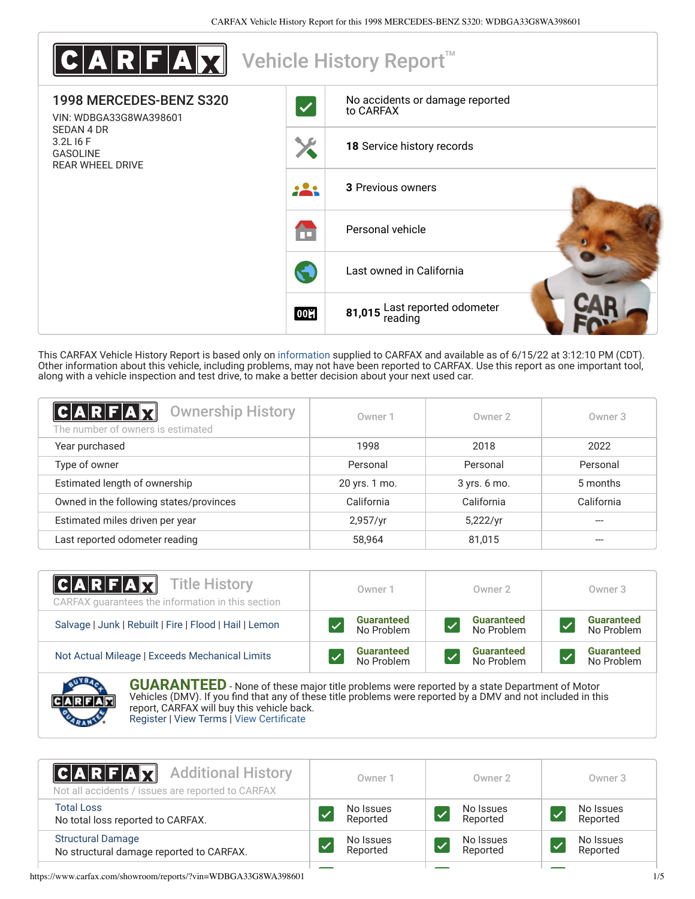# CARFAX Vehicle History Report™

## 1998 MERCEDES-BENZ S320

VIN: WDBGA33G8WA398601
SEDAN 4 DR
3.2L I6 F
GASOLINE
REAR WHEEL DRIVE

- No accidents or damage reported to CARFAX
- **18** Service history records
- **3** Previous owners
- Personal vehicle
- Last owned in California
- **81,015** Last reported odometer reading

This CARFAX Vehicle History Report is based only on information supplied to CARFAX and available as of 6/15/22 at 3:12:10 PM (CDT). Other information about this vehicle, including problems, may not have been reported to CARFAX. Use this report as one important tool, along with a vehicle inspection and test drive, to make a better decision about your next used car.

## Ownership History

The number of owners is estimated

| | Owner 1 | Owner 2 | Owner 3 |
|---|---|---|---|
| Year purchased | 1998 | 2018 | 2022 |
| Type of owner | Personal | Personal | Personal |
| Estimated length of ownership | 20 yrs. 1 mo. | 3 yrs. 6 mo. | 5 months |
| Owned in the following states/provinces | California | California | California |
| Estimated miles driven per year | 2,957/yr | 5,222/yr | --- |
| Last reported odometer reading | 58,964 | 81,015 | --- |

## Title History

CARFAX guarantees the information in this section

| | Owner 1 | Owner 2 | Owner 3 |
|---|---|---|---|
| Salvage \| Junk \| Rebuilt \| Fire \| Flood \| Hail \| Lemon | Guaranteed No Problem | Guaranteed No Problem | Guaranteed No Problem |
| Not Actual Mileage \| Exceeds Mechanical Limits | Guaranteed No Problem | Guaranteed No Problem | Guaranteed No Problem |

**GUARANTEED** - None of these major title problems were reported by a state Department of Motor Vehicles (DMV). If you find that any of these title problems were reported by a DMV and not included in this report, CARFAX will buy this vehicle back.
Register | View Terms | View Certificate

## Additional History

Not all accidents / issues are reported to CARFAX

| | Owner 1 | Owner 2 | Owner 3 |
|---|---|---|---|
| Total Loss<br>No total loss reported to CARFAX. | No Issues Reported | No Issues Reported | No Issues Reported |
| Structural Damage<br>No structural damage reported to CARFAX. | No Issues Reported | No Issues Reported | No Issues Reported |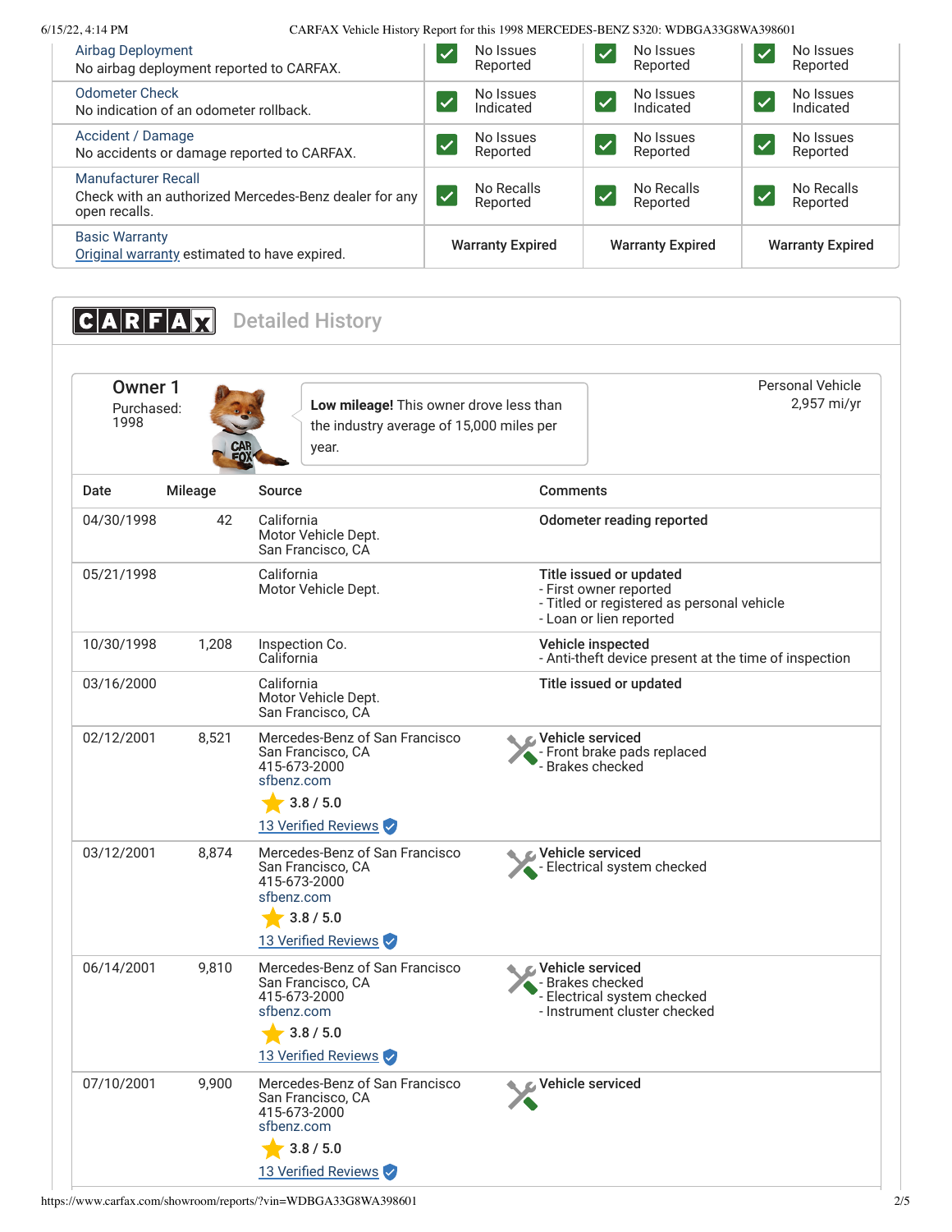| | | | |
|---|---|---|---|
| Airbag Deployment<br>No airbag deployment reported to CARFAX. | No Issues Reported | No Issues Reported | No Issues Reported |
| Odometer Check<br>No indication of an odometer rollback. | No Issues Indicated | No Issues Indicated | No Issues Indicated |
| Accident / Damage<br>No accidents or damage reported to CARFAX. | No Issues Reported | No Issues Reported | No Issues Reported |
| Manufacturer Recall<br>Check with an authorized Mercedes-Benz dealer for any open recalls. | No Recalls Reported | No Recalls Reported | No Recalls Reported |
| Basic Warranty<br>Original warranty estimated to have expired. | Warranty Expired | Warranty Expired | Warranty Expired |

## CARFAX Detailed History

### Owner 1

Purchased: 1998

**Low mileage!** This owner drove less than the industry average of 15,000 miles per year.

Personal Vehicle
2,957 mi/yr

| Date | Mileage | Source | Comments |
|---|---|---|---|
| 04/30/1998 | 42 | California Motor Vehicle Dept. San Francisco, CA | **Odometer reading reported** |
| 05/21/1998 | | California Motor Vehicle Dept. | **Title issued or updated**<br>- First owner reported<br>- Titled or registered as personal vehicle<br>- Loan or lien reported |
| 10/30/1998 | 1,208 | Inspection Co. California | **Vehicle inspected**<br>- Anti-theft device present at the time of inspection |
| 03/16/2000 | | California Motor Vehicle Dept. San Francisco, CA | **Title issued or updated** |
| 02/12/2001 | 8,521 | Mercedes-Benz of San Francisco<br>San Francisco, CA<br>415-673-2000<br>sfbenz.com<br>3.8 / 5.0<br>13 Verified Reviews | **Vehicle serviced**<br>- Front brake pads replaced<br>- Brakes checked |
| 03/12/2001 | 8,874 | Mercedes-Benz of San Francisco<br>San Francisco, CA<br>415-673-2000<br>sfbenz.com<br>3.8 / 5.0<br>13 Verified Reviews | **Vehicle serviced**<br>- Electrical system checked |
| 06/14/2001 | 9,810 | Mercedes-Benz of San Francisco<br>San Francisco, CA<br>415-673-2000<br>sfbenz.com<br>3.8 / 5.0<br>13 Verified Reviews | **Vehicle serviced**<br>- Brakes checked<br>- Electrical system checked<br>- Instrument cluster checked |
| 07/10/2001 | 9,900 | Mercedes-Benz of San Francisco<br>San Francisco, CA<br>415-673-2000<br>sfbenz.com<br>3.8 / 5.0<br>13 Verified Reviews | **Vehicle serviced** |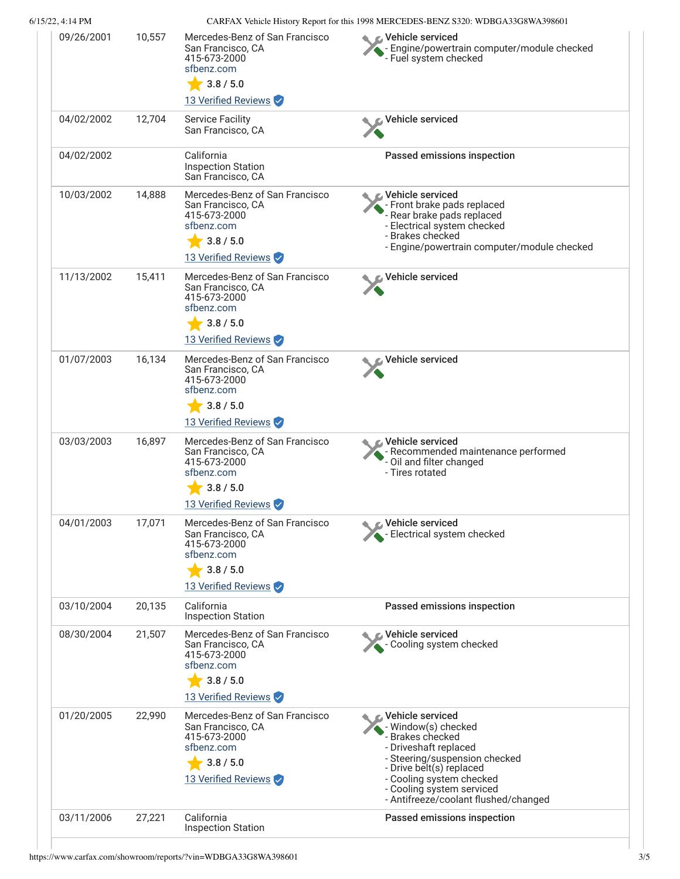| Date | Mileage | Source | Comments |
| --- | --- | --- | --- |
| 09/26/2001 | 10,557 | Mercedes-Benz of San Francisco<br>San Francisco, CA<br>415-673-2000<br>sfbenz.com<br>3.8 / 5.0<br>13 Verified Reviews | **Vehicle serviced**<br>- Engine/powertrain computer/module checked<br>- Fuel system checked |
| 04/02/2002 | 12,704 | Service Facility<br>San Francisco, CA | **Vehicle serviced** |
| 04/02/2002 | | California<br>Inspection Station<br>San Francisco, CA | **Passed emissions inspection** |
| 10/03/2002 | 14,888 | Mercedes-Benz of San Francisco<br>San Francisco, CA<br>415-673-2000<br>sfbenz.com<br>3.8 / 5.0<br>13 Verified Reviews | **Vehicle serviced**<br>- Front brake pads replaced<br>- Rear brake pads replaced<br>- Electrical system checked<br>- Brakes checked<br>- Engine/powertrain computer/module checked |
| 11/13/2002 | 15,411 | Mercedes-Benz of San Francisco<br>San Francisco, CA<br>415-673-2000<br>sfbenz.com<br>3.8 / 5.0<br>13 Verified Reviews | **Vehicle serviced** |
| 01/07/2003 | 16,134 | Mercedes-Benz of San Francisco<br>San Francisco, CA<br>415-673-2000<br>sfbenz.com<br>3.8 / 5.0<br>13 Verified Reviews | **Vehicle serviced** |
| 03/03/2003 | 16,897 | Mercedes-Benz of San Francisco<br>San Francisco, CA<br>415-673-2000<br>sfbenz.com<br>3.8 / 5.0<br>13 Verified Reviews | **Vehicle serviced**<br>- Recommended maintenance performed<br>- Oil and filter changed<br>- Tires rotated |
| 04/01/2003 | 17,071 | Mercedes-Benz of San Francisco<br>San Francisco, CA<br>415-673-2000<br>sfbenz.com<br>3.8 / 5.0<br>13 Verified Reviews | **Vehicle serviced**<br>- Electrical system checked |
| 03/10/2004 | 20,135 | California<br>Inspection Station | **Passed emissions inspection** |
| 08/30/2004 | 21,507 | Mercedes-Benz of San Francisco<br>San Francisco, CA<br>415-673-2000<br>sfbenz.com<br>3.8 / 5.0<br>13 Verified Reviews | **Vehicle serviced**<br>- Cooling system checked |
| 01/20/2005 | 22,990 | Mercedes-Benz of San Francisco<br>San Francisco, CA<br>415-673-2000<br>sfbenz.com<br>3.8 / 5.0<br>13 Verified Reviews | **Vehicle serviced**<br>- Window(s) checked<br>- Brakes checked<br>- Driveshaft replaced<br>- Steering/suspension checked<br>- Drive belt(s) replaced<br>- Cooling system checked<br>- Cooling system serviced<br>- Antifreeze/coolant flushed/changed |
| 03/11/2006 | 27,221 | California<br>Inspection Station | **Passed emissions inspection** |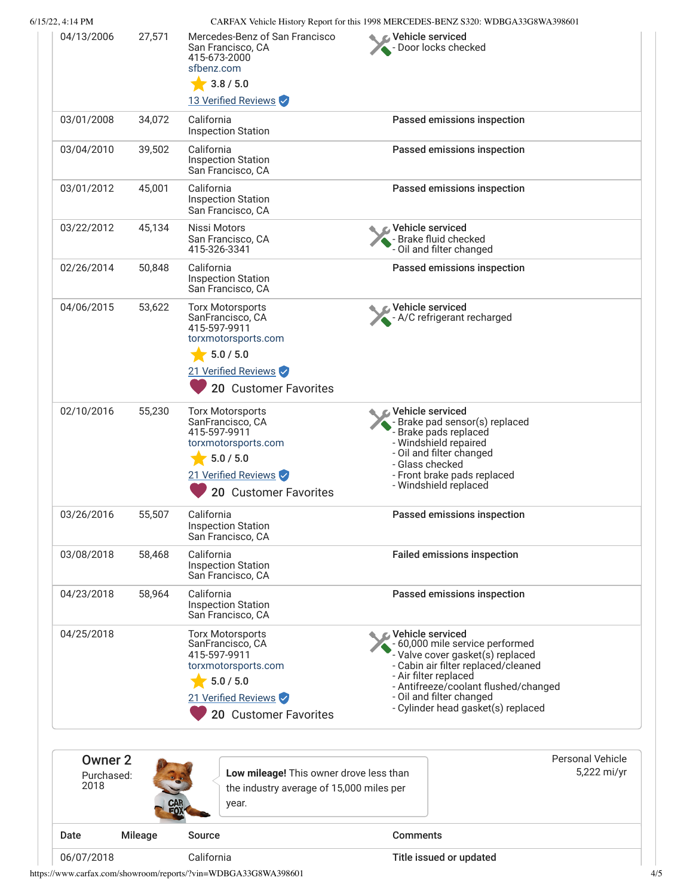| Date | Mileage | Source | Comments |
| --- | --- | --- | --- |
| 04/13/2006 | 27,571 | Mercedes-Benz of San Francisco<br>San Francisco, CA<br>415-673-2000<br>sfbenz.com<br>3.8 / 5.0<br>13 Verified Reviews | **Vehicle serviced**<br>- Door locks checked |
| 03/01/2008 | 34,072 | California<br>Inspection Station | **Passed emissions inspection** |
| 03/04/2010 | 39,502 | California<br>Inspection Station<br>San Francisco, CA | **Passed emissions inspection** |
| 03/01/2012 | 45,001 | California<br>Inspection Station<br>San Francisco, CA | **Passed emissions inspection** |
| 03/22/2012 | 45,134 | Nissi Motors<br>San Francisco, CA<br>415-326-3341 | **Vehicle serviced**<br>- Brake fluid checked<br>- Oil and filter changed |
| 02/26/2014 | 50,848 | California<br>Inspection Station<br>San Francisco, CA | **Passed emissions inspection** |
| 04/06/2015 | 53,622 | Torx Motorsports<br>SanFrancisco, CA<br>415-597-9911<br>torxmotorsports.com<br>5.0 / 5.0<br>21 Verified Reviews<br>20 Customer Favorites | **Vehicle serviced**<br>- A/C refrigerant recharged |
| 02/10/2016 | 55,230 | Torx Motorsports<br>SanFrancisco, CA<br>415-597-9911<br>torxmotorsports.com<br>5.0 / 5.0<br>21 Verified Reviews<br>20 Customer Favorites | **Vehicle serviced**<br>- Brake pad sensor(s) replaced<br>- Brake pads replaced<br>- Windshield repaired<br>- Oil and filter changed<br>- Glass checked<br>- Front brake pads replaced<br>- Windshield replaced |
| 03/26/2016 | 55,507 | California<br>Inspection Station<br>San Francisco, CA | **Passed emissions inspection** |
| 03/08/2018 | 58,468 | California<br>Inspection Station<br>San Francisco, CA | **Failed emissions inspection** |
| 04/23/2018 | 58,964 | California<br>Inspection Station<br>San Francisco, CA | **Passed emissions inspection** |
| 04/25/2018 | | Torx Motorsports<br>SanFrancisco, CA<br>415-597-9911<br>torxmotorsports.com<br>5.0 / 5.0<br>21 Verified Reviews<br>20 Customer Favorites | **Vehicle serviced**<br>- 60,000 mile service performed<br>- Valve cover gasket(s) replaced<br>- Cabin air filter replaced/cleaned<br>- Air filter replaced<br>- Antifreeze/coolant flushed/changed<br>- Oil and filter changed<br>- Cylinder head gasket(s) replaced |

## Owner 2

Purchased: 2018

**Low mileage!** This owner drove less than the industry average of 15,000 miles per year.

Personal Vehicle
5,222 mi/yr

| Date | Mileage | Source | Comments |
| --- | --- | --- | --- |
| 06/07/2018 | | California | **Title issued or updated** |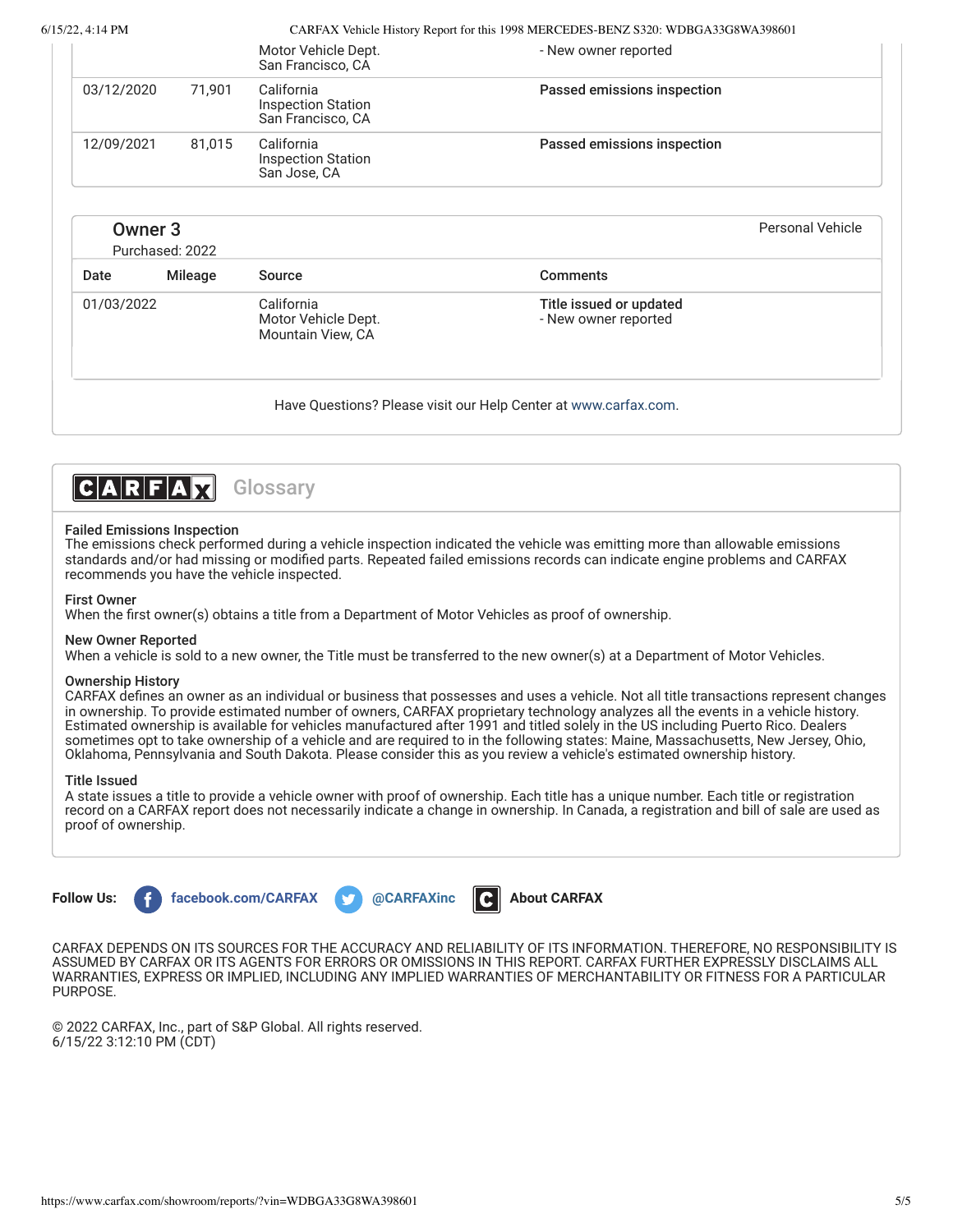| | | | |
|---|---|---|---|
| | | Motor Vehicle Dept. San Francisco, CA | - New owner reported |
| 03/12/2020 | 71,901 | California Inspection Station San Francisco, CA | **Passed emissions inspection** |
| 12/09/2021 | 81,015 | California Inspection Station San Jose, CA | **Passed emissions inspection** |

## Owner 3

Purchased: 2022

Personal Vehicle

| Date | Mileage | Source | Comments |
|---|---|---|---|
| 01/03/2022 | | California Motor Vehicle Dept. Mountain View, CA | **Title issued or updated** - New owner reported |

Have Questions? Please visit our Help Center at www.carfax.com.

## CARFAX Glossary

**Failed Emissions Inspection**
The emissions check performed during a vehicle inspection indicated the vehicle was emitting more than allowable emissions standards and/or had missing or modified parts. Repeated failed emissions records can indicate engine problems and CARFAX recommends you have the vehicle inspected.

**First Owner**
When the first owner(s) obtains a title from a Department of Motor Vehicles as proof of ownership.

**New Owner Reported**
When a vehicle is sold to a new owner, the Title must be transferred to the new owner(s) at a Department of Motor Vehicles.

**Ownership History**
CARFAX defines an owner as an individual or business that possesses and uses a vehicle. Not all title transactions represent changes in ownership. To provide estimated number of owners, CARFAX proprietary technology analyzes all the events in a vehicle history. Estimated ownership is available for vehicles manufactured after 1991 and titled solely in the US including Puerto Rico. Dealers sometimes opt to take ownership of a vehicle and are required to in the following states: Maine, Massachusetts, New Jersey, Ohio, Oklahoma, Pennsylvania and South Dakota. Please consider this as you review a vehicle's estimated ownership history.

**Title Issued**
A state issues a title to provide a vehicle owner with proof of ownership. Each title has a unique number. Each title or registration record on a CARFAX report does not necessarily indicate a change in ownership. In Canada, a registration and bill of sale are used as proof of ownership.

**Follow Us:** facebook.com/CARFAX @CARFAXinc **About CARFAX**

CARFAX DEPENDS ON ITS SOURCES FOR THE ACCURACY AND RELIABILITY OF ITS INFORMATION. THEREFORE, NO RESPONSIBILITY IS ASSUMED BY CARFAX OR ITS AGENTS FOR ERRORS OR OMISSIONS IN THIS REPORT. CARFAX FURTHER EXPRESSLY DISCLAIMS ALL WARRANTIES, EXPRESS OR IMPLIED, INCLUDING ANY IMPLIED WARRANTIES OF MERCHANTABILITY OR FITNESS FOR A PARTICULAR PURPOSE.

© 2022 CARFAX, Inc., part of S&P Global. All rights reserved.
6/15/22 3:12:10 PM (CDT)